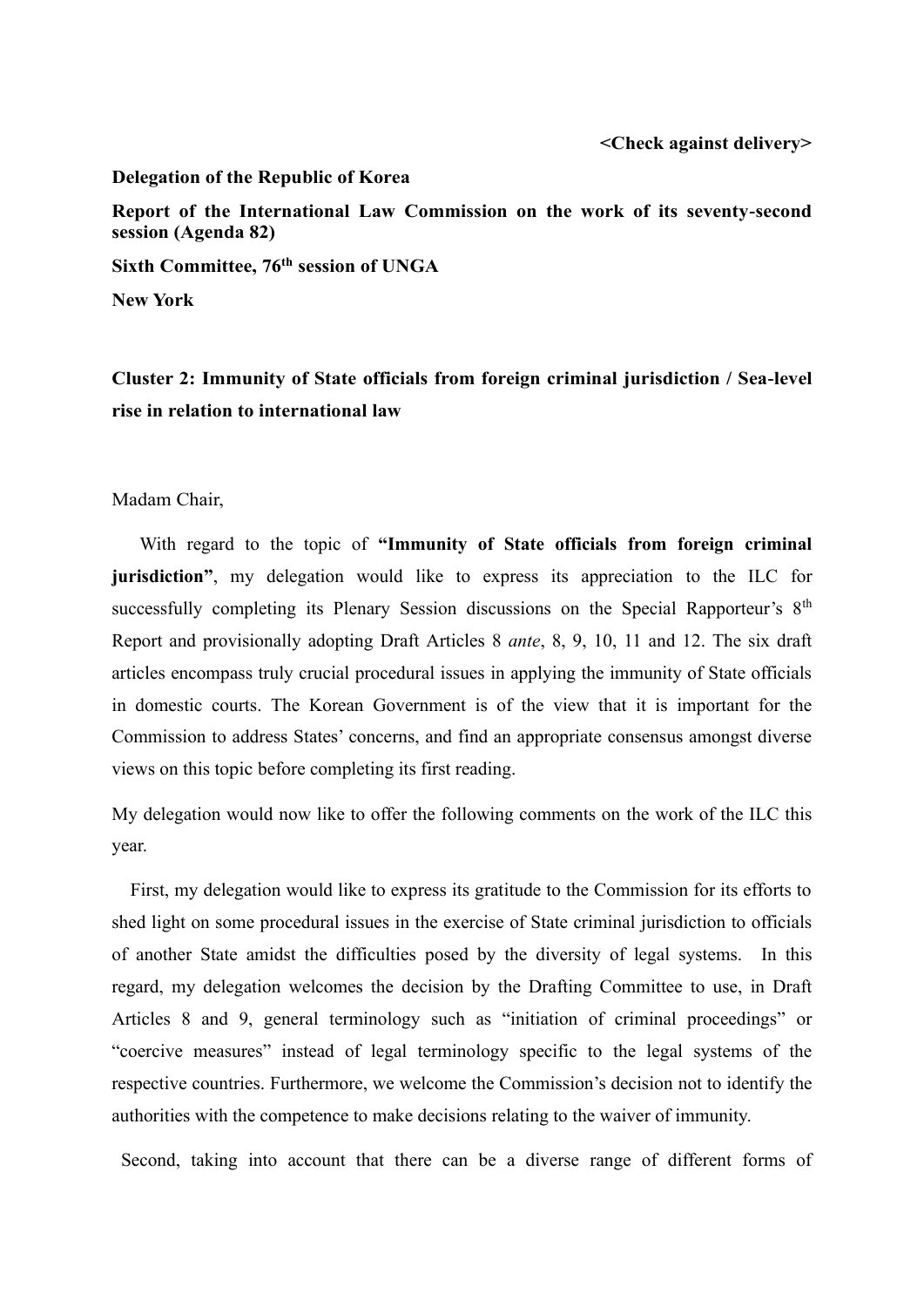**<Check against delivery>**

**Delegation of the Republic of Korea**

**Report of the International Law Commission on the work of its seventy-second session (Agenda 82)**

**Sixth Committee, 76th session of UNGA**

**New York**

**Cluster 2: Immunity of State officials from foreign criminal jurisdiction / Sea-level rise in relation to international law**

Madam Chair,

With regard to the topic of **"Immunity of State officials from foreign criminal jurisdiction"**, my delegation would like to express its appreciation to the ILC for successfully completing its Plenary Session discussions on the Special Rapporteur's 8th Report and provisionally adopting Draft Articles 8 *ante*, 8, 9, 10, 11 and 12. The six draft articles encompass truly crucial procedural issues in applying the immunity of State officials in domestic courts. The Korean Government is of the view that it is important for the Commission to address States' concerns, and find an appropriate consensus amongst diverse views on this topic before completing its first reading.

My delegation would now like to offer the following comments on the work of the ILC this year.

First, my delegation would like to express its gratitude to the Commission for its efforts to shed light on some procedural issues in the exercise of State criminal jurisdiction to officials of another State amidst the difficulties posed by the diversity of legal systems. In this regard, my delegation welcomes the decision by the Drafting Committee to use, in Draft Articles 8 and 9, general terminology such as "initiation of criminal proceedings" or "coercive measures" instead of legal terminology specific to the legal systems of the respective countries. Furthermore, we welcome the Commission's decision not to identify the authorities with the competence to make decisions relating to the waiver of immunity.

Second, taking into account that there can be a diverse range of different forms of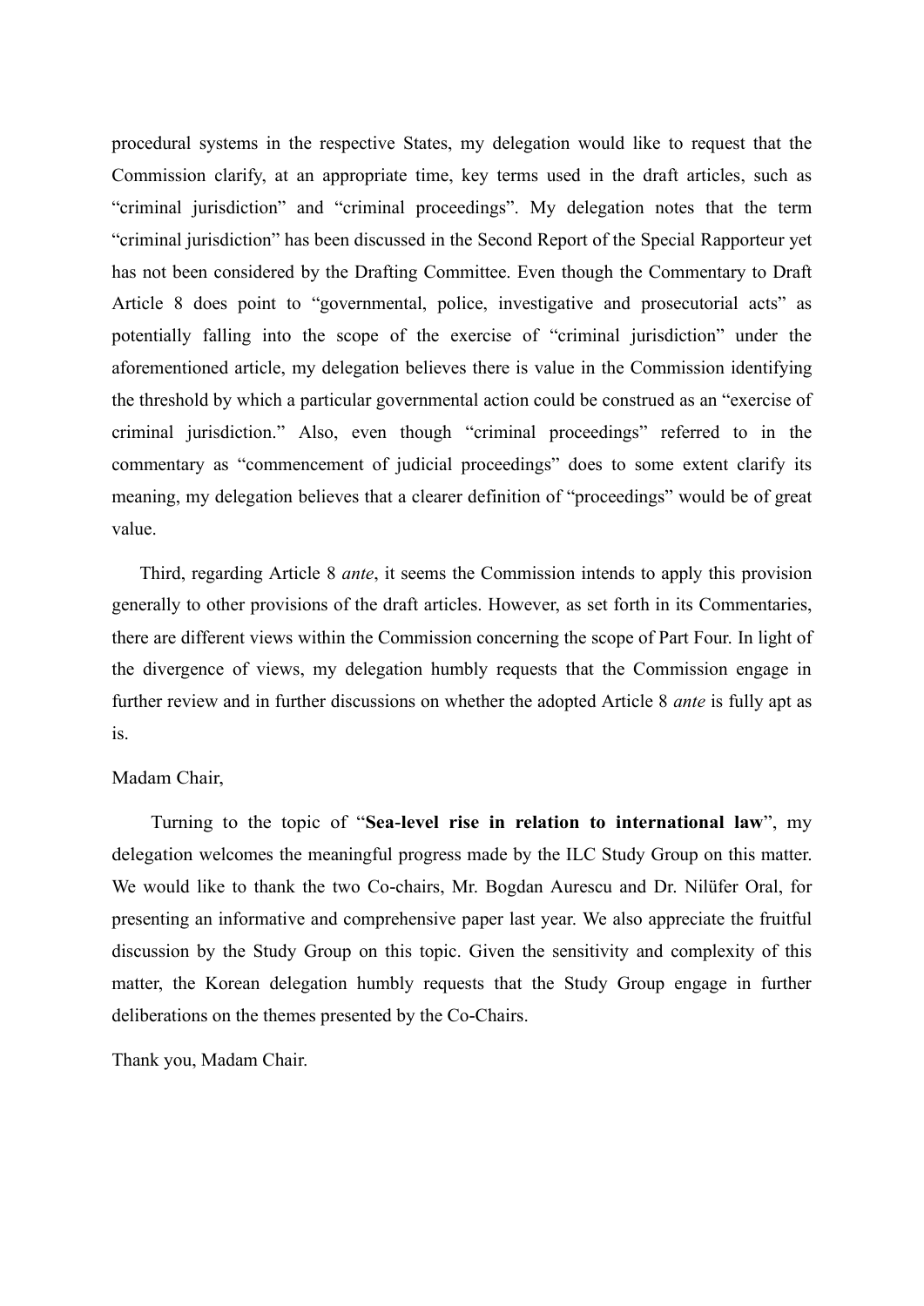procedural systems in the respective States, my delegation would like to request that the Commission clarify, at an appropriate time, key terms used in the draft articles, such as "criminal jurisdiction" and "criminal proceedings". My delegation notes that the term "criminal jurisdiction" has been discussed in the Second Report of the Special Rapporteur yet has not been considered by the Drafting Committee. Even though the Commentary to Draft Article 8 does point to "governmental, police, investigative and prosecutorial acts" as potentially falling into the scope of the exercise of "criminal jurisdiction" under the aforementioned article, my delegation believes there is value in the Commission identifying the threshold by which a particular governmental action could be construed as an "exercise of criminal jurisdiction." Also, even though "criminal proceedings" referred to in the commentary as "commencement of judicial proceedings" does to some extent clarify its meaning, my delegation believes that a clearer definition of "proceedings" would be of great value.

Third, regarding Article 8 *ante*, it seems the Commission intends to apply this provision generally to other provisions of the draft articles. However, as set forth in its Commentaries, there are different views within the Commission concerning the scope of Part Four. In light of the divergence of views, my delegation humbly requests that the Commission engage in further review and in further discussions on whether the adopted Article 8 *ante* is fully apt as is.

Madam Chair,

Turning to the topic of "**Sea-level rise in relation to international law**", my delegation welcomes the meaningful progress made by the ILC Study Group on this matter. We would like to thank the two Co-chairs, Mr. Bogdan Aurescu and Dr. Nilüfer Oral, for presenting an informative and comprehensive paper last year. We also appreciate the fruitful discussion by the Study Group on this topic. Given the sensitivity and complexity of this matter, the Korean delegation humbly requests that the Study Group engage in further deliberations on the themes presented by the Co-Chairs.

Thank you, Madam Chair.